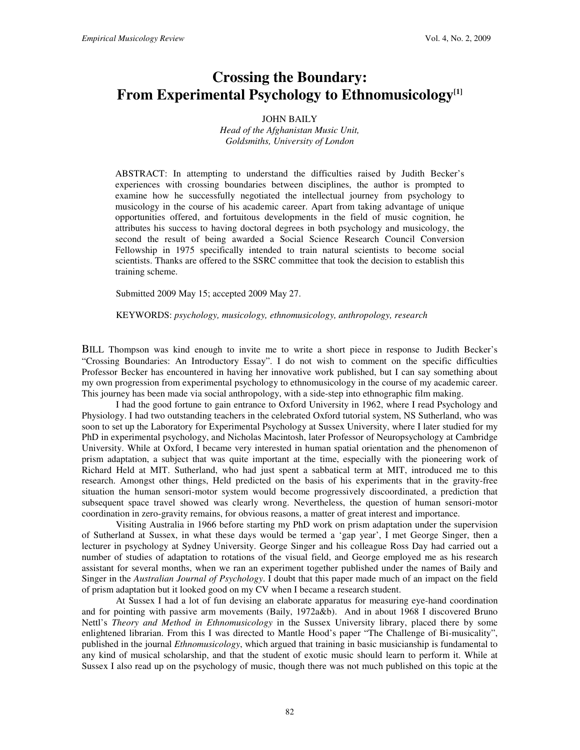# Crossing the Boundary: From Experimental Psychology to Ethnomusicology[1]

JOHN BAILY

*Head of the Afghanistan Music Unit, Goldsmiths, University of London*

ABSTRACT: In attempting to understand the difficulties raised by Judith Becker's experiences with crossing boundaries between disciplines, the author is prompted to examine how he successfully negotiated the intellectual journey from psychology to musicology in the course of his academic career. Apart from taking advantage of unique opportunities offered, and fortuitous developments in the field of music cognition, he attributes his success to having doctoral degrees in both psychology and musicology, the second the result of being awarded a Social Science Research Council Conversion Fellowship in 1975 specifically intended to train natural scientists to become social scientists. Thanks are offered to the SSRC committee that took the decision to establish this training scheme.

Submitted 2009 May 15; accepted 2009 May 27.

KEYWORDS: *psychology, musicology, ethnomusicology, anthropology, research*

BILL Thompson was kind enough to invite me to write a short piece in response to Judith Becker's "Crossing Boundaries: An Introductory Essay". I do not wish to comment on the specific difficulties Professor Becker has encountered in having her innovative work published, but I can say something about my own progression from experimental psychology to ethnomusicology in the course of my academic career. This journey has been made via social anthropology, with a side-step into ethnographic film making.

I had the good fortune to gain entrance to Oxford University in 1962, where I read Psychology and Physiology. I had two outstanding teachers in the celebrated Oxford tutorial system, NS Sutherland, who was soon to set up the Laboratory for Experimental Psychology at Sussex University, where I later studied for my PhD in experimental psychology, and Nicholas Macintosh, later Professor of Neuropsychology at Cambridge University. While at Oxford, I became very interested in human spatial orientation and the phenomenon of prism adaptation, a subject that was quite important at the time, especially with the pioneering work of Richard Held at MIT. Sutherland, who had just spent a sabbatical term at MIT, introduced me to this research. Amongst other things, Held predicted on the basis of his experiments that in the gravity-free situation the human sensori-motor system would become progressively discoordinated, a prediction that subsequent space travel showed was clearly wrong. Nevertheless, the question of human sensori-motor coordination in zero-gravity remains, for obvious reasons, a matter of great interest and importance.

Visiting Australia in 1966 before starting my PhD work on prism adaptation under the supervision of Sutherland at Sussex, in what these days would be termed a 'gap year', I met George Singer, then a lecturer in psychology at Sydney University. George Singer and his colleague Ross Day had carried out a number of studies of adaptation to rotations of the visual field, and George employed me as his research assistant for several months, when we ran an experiment together published under the names of Baily and Singer in the *Australian Journal of Psychology*. I doubt that this paper made much of an impact on the field of prism adaptation but it looked good on my CV when I became a research student.

At Sussex I had a lot of fun devising an elaborate apparatus for measuring eye-hand coordination and for pointing with passive arm movements (Baily, 1972a&b). And in about 1968 I discovered Bruno Nettl's *Theory and Method in Ethnomusicology* in the Sussex University library, placed there by some enlightened librarian. From this I was directed to Mantle Hood's paper "The Challenge of Bi-musicality", published in the journal *Ethnomusicology*, which argued that training in basic musicianship is fundamental to any kind of musical scholarship, and that the student of exotic music should learn to perform it. While at Sussex I also read up on the psychology of music, though there was not much published on this topic at the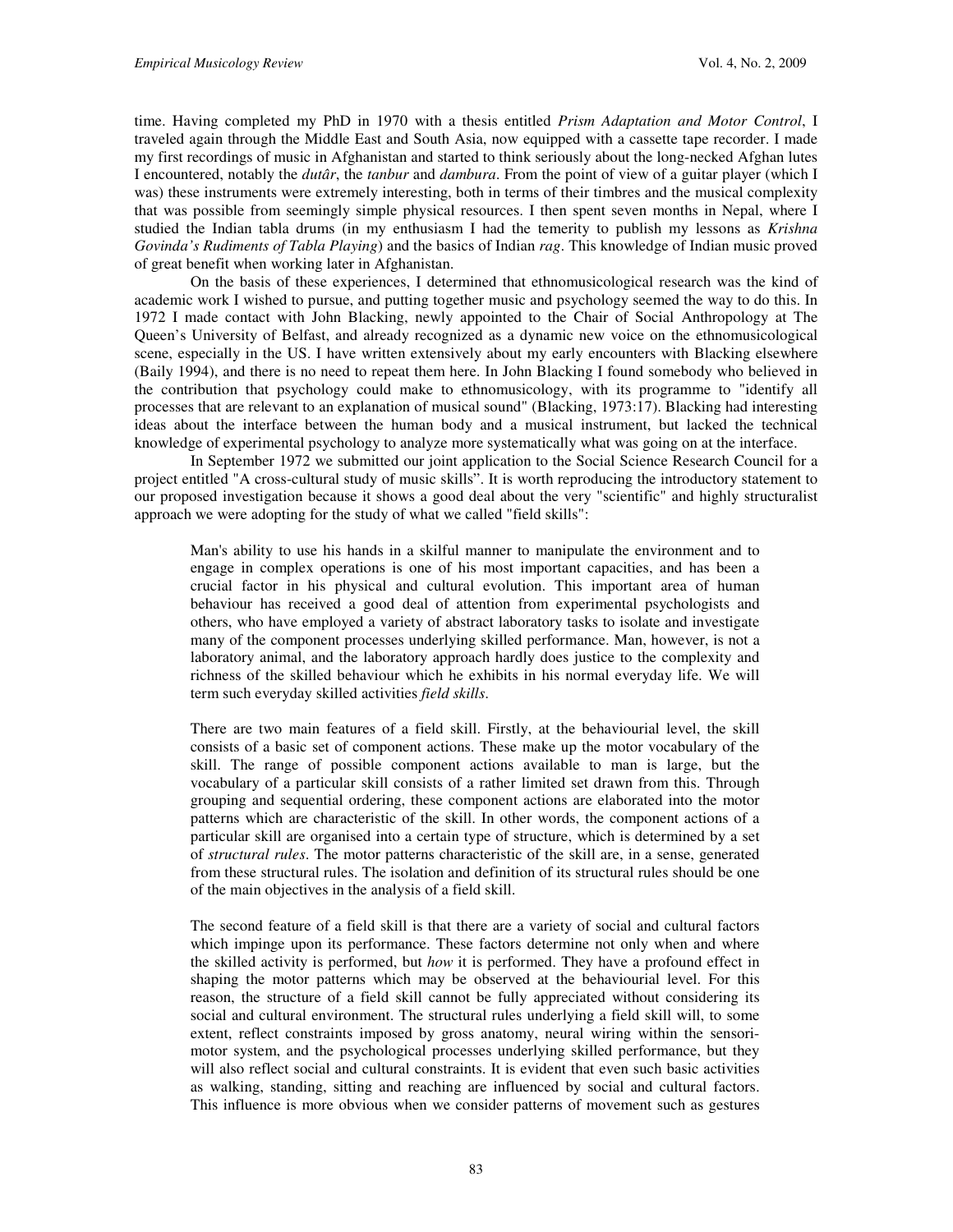time. Having completed my PhD in 1970 with a thesis entitled *Prism Adaptation and Motor Control*, I traveled again through the Middle East and South Asia, now equipped with a cassette tape recorder. I made my first recordings of music in Afghanistan and started to think seriously about the long-necked Afghan lutes I encountered, notably the *dutâr*, the *tanbur* and *dambura*. From the point of view of a guitar player (which I was) these instruments were extremely interesting, both in terms of their timbres and the musical complexity that was possible from seemingly simple physical resources. I then spent seven months in Nepal, where I studied the Indian tabla drums (in my enthusiasm I had the temerity to publish my lessons as *Krishna Govinda's Rudiments of Tabla Playing*) and the basics of Indian *rag*. This knowledge of Indian music proved of great benefit when working later in Afghanistan.

On the basis of these experiences, I determined that ethnomusicological research was the kind of academic work I wished to pursue, and putting together music and psychology seemed the way to do this. In 1972 I made contact with John Blacking, newly appointed to the Chair of Social Anthropology at The Queen's University of Belfast, and already recognized as a dynamic new voice on the ethnomusicological scene, especially in the US. I have written extensively about my early encounters with Blacking elsewhere (Baily 1994), and there is no need to repeat them here. In John Blacking I found somebody who believed in the contribution that psychology could make to ethnomusicology, with its programme to "identify all processes that are relevant to an explanation of musical sound" (Blacking, 1973:17). Blacking had interesting ideas about the interface between the human body and a musical instrument, but lacked the technical knowledge of experimental psychology to analyze more systematically what was going on at the interface.

In September 1972 we submitted our joint application to the Social Science Research Council for a project entitled "A cross-cultural study of music skills". It is worth reproducing the introductory statement to our proposed investigation because it shows a good deal about the very "scientific" and highly structuralist approach we were adopting for the study of what we called "field skills":

> Man's ability to use his hands in a skilful manner to manipulate the environment and to engage in complex operations is one of his most important capacities, and has been a crucial factor in his physical and cultural evolution. This important area of human behaviour has received a good deal of attention from experimental psychologists and others, who have employed a variety of abstract laboratory tasks to isolate and investigate many of the component processes underlying skilled performance. Man, however, is not a laboratory animal, and the laboratory approach hardly does justice to the complexity and richness of the skilled behaviour which he exhibits in his normal everyday life. We will term such everyday skilled activities *field skills*.
>
> There are two main features of a field skill. Firstly, at the behaviourial level, the skill consists of a basic set of component actions. These make up the motor vocabulary of the skill. The range of possible component actions available to man is large, but the vocabulary of a particular skill consists of a rather limited set drawn from this. Through grouping and sequential ordering, these component actions are elaborated into the motor patterns which are characteristic of the skill. In other words, the component actions of a particular skill are organised into a certain type of structure, which is determined by a set of *structural rules*. The motor patterns characteristic of the skill are, in a sense, generated from these structural rules. The isolation and definition of its structural rules should be one of the main objectives in the analysis of a field skill.
>
> The second feature of a field skill is that there are a variety of social and cultural factors which impinge upon its performance. These factors determine not only when and where the skilled activity is performed, but *how* it is performed. They have a profound effect in shaping the motor patterns which may be observed at the behaviourial level. For this reason, the structure of a field skill cannot be fully appreciated without considering its social and cultural environment. The structural rules underlying a field skill will, to some extent, reflect constraints imposed by gross anatomy, neural wiring within the sensori-motor system, and the psychological processes underlying skilled performance, but they will also reflect social and cultural constraints. It is evident that even such basic activities as walking, standing, sitting and reaching are influenced by social and cultural factors. This influence is more obvious when we consider patterns of movement such as gestures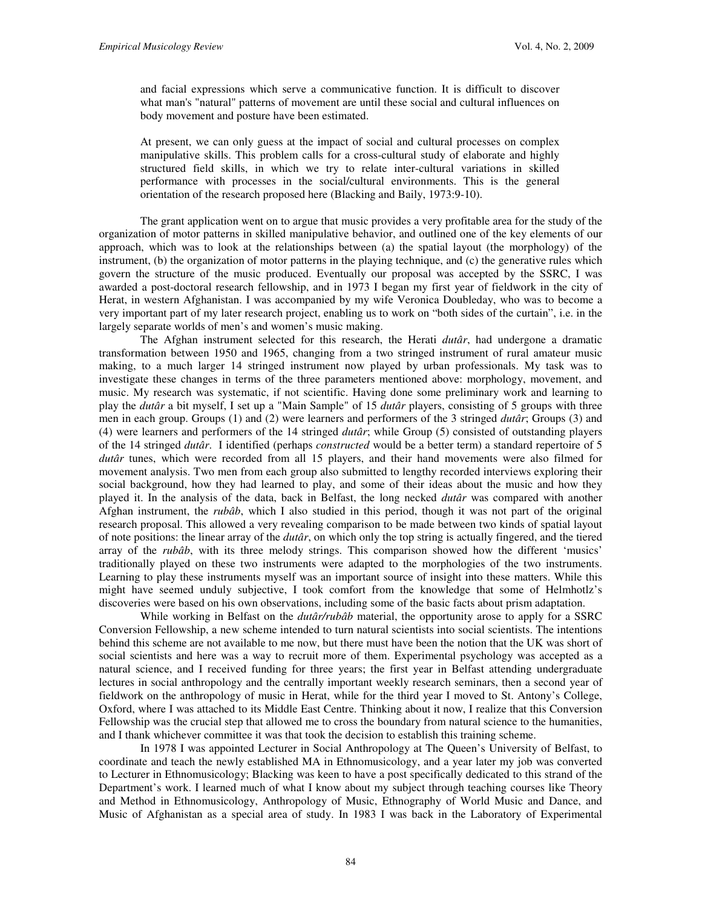and facial expressions which serve a communicative function. It is difficult to discover what man's "natural" patterns of movement are until these social and cultural influences on body movement and posture have been estimated.

At present, we can only guess at the impact of social and cultural processes on complex manipulative skills. This problem calls for a cross-cultural study of elaborate and highly structured field skills, in which we try to relate inter-cultural variations in skilled performance with processes in the social/cultural environments. This is the general orientation of the research proposed here (Blacking and Baily, 1973:9-10).

The grant application went on to argue that music provides a very profitable area for the study of the organization of motor patterns in skilled manipulative behavior, and outlined one of the key elements of our approach, which was to look at the relationships between (a) the spatial layout (the morphology) of the instrument, (b) the organization of motor patterns in the playing technique, and (c) the generative rules which govern the structure of the music produced. Eventually our proposal was accepted by the SSRC, I was awarded a post-doctoral research fellowship, and in 1973 I began my first year of fieldwork in the city of Herat, in western Afghanistan. I was accompanied by my wife Veronica Doubleday, who was to become a very important part of my later research project, enabling us to work on "both sides of the curtain", i.e. in the largely separate worlds of men's and women's music making.

The Afghan instrument selected for this research, the Herati *dutâr*, had undergone a dramatic transformation between 1950 and 1965, changing from a two stringed instrument of rural amateur music making, to a much larger 14 stringed instrument now played by urban professionals. My task was to investigate these changes in terms of the three parameters mentioned above: morphology, movement, and music. My research was systematic, if not scientific. Having done some preliminary work and learning to play the *dutâr* a bit myself, I set up a "Main Sample" of 15 *dutâr* players, consisting of 5 groups with three men in each group. Groups (1) and (2) were learners and performers of the 3 stringed *dutâr*; Groups (3) and (4) were learners and performers of the 14 stringed *dutâr*; while Group (5) consisted of outstanding players of the 14 stringed *dutâr*. I identified (perhaps *constructed* would be a better term) a standard repertoire of 5 *dutâr* tunes, which were recorded from all 15 players, and their hand movements were also filmed for movement analysis. Two men from each group also submitted to lengthy recorded interviews exploring their social background, how they had learned to play, and some of their ideas about the music and how they played it. In the analysis of the data, back in Belfast, the long necked *dutâr* was compared with another Afghan instrument, the *rubâb*, which I also studied in this period, though it was not part of the original research proposal. This allowed a very revealing comparison to be made between two kinds of spatial layout of note positions: the linear array of the *dutâr*, on which only the top string is actually fingered, and the tiered array of the *rubâb*, with its three melody strings. This comparison showed how the different 'musics' traditionally played on these two instruments were adapted to the morphologies of the two instruments. Learning to play these instruments myself was an important source of insight into these matters. While this might have seemed unduly subjective, I took comfort from the knowledge that some of Helmhotlz's discoveries were based on his own observations, including some of the basic facts about prism adaptation.

While working in Belfast on the *dutâr/rubâb* material, the opportunity arose to apply for a SSRC Conversion Fellowship, a new scheme intended to turn natural scientists into social scientists. The intentions behind this scheme are not available to me now, but there must have been the notion that the UK was short of social scientists and here was a way to recruit more of them. Experimental psychology was accepted as a natural science, and I received funding for three years; the first year in Belfast attending undergraduate lectures in social anthropology and the centrally important weekly research seminars, then a second year of fieldwork on the anthropology of music in Herat, while for the third year I moved to St. Antony's College, Oxford, where I was attached to its Middle East Centre. Thinking about it now, I realize that this Conversion Fellowship was the crucial step that allowed me to cross the boundary from natural science to the humanities, and I thank whichever committee it was that took the decision to establish this training scheme.

In 1978 I was appointed Lecturer in Social Anthropology at The Queen's University of Belfast, to coordinate and teach the newly established MA in Ethnomusicology, and a year later my job was converted to Lecturer in Ethnomusicology; Blacking was keen to have a post specifically dedicated to this strand of the Department's work. I learned much of what I know about my subject through teaching courses like Theory and Method in Ethnomusicology, Anthropology of Music, Ethnography of World Music and Dance, and Music of Afghanistan as a special area of study. In 1983 I was back in the Laboratory of Experimental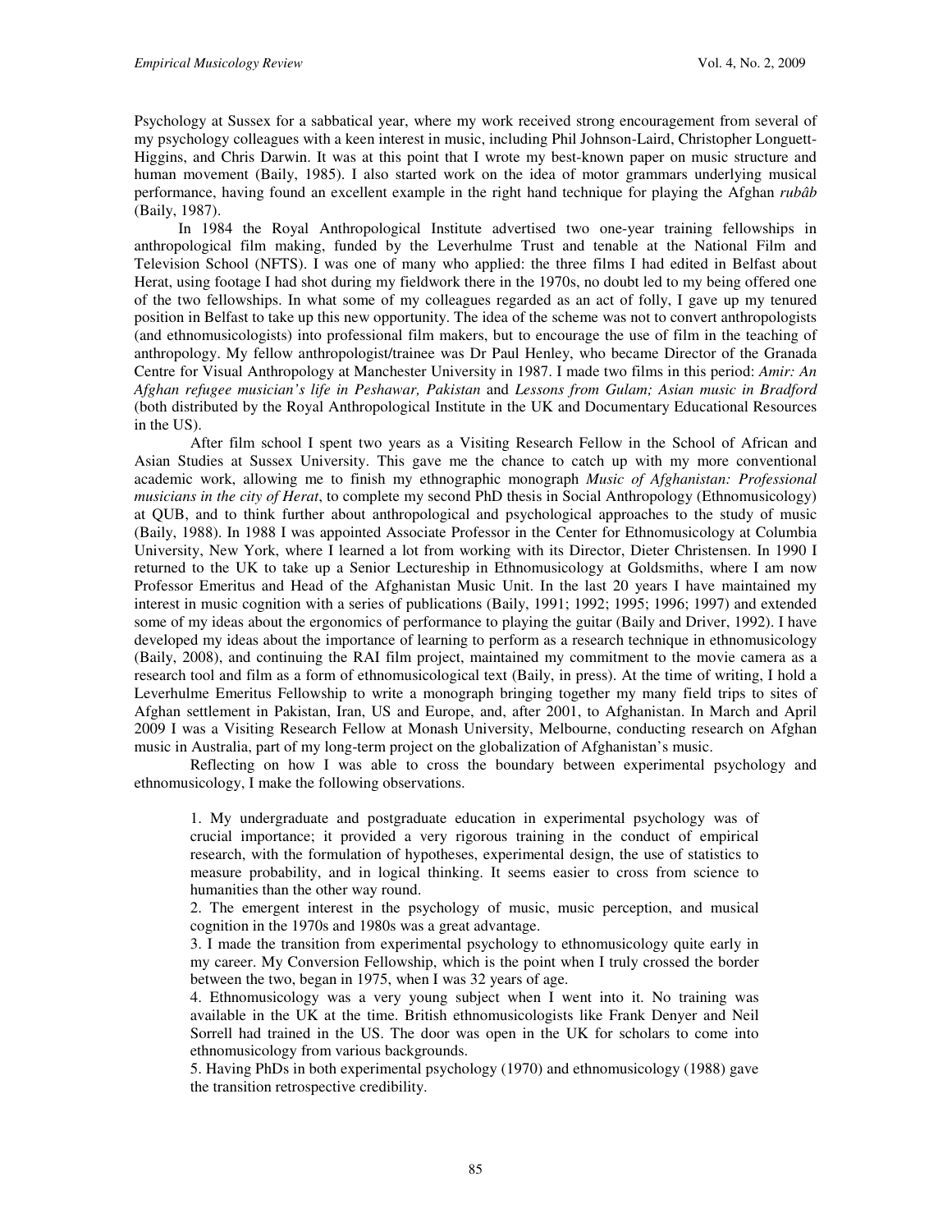Psychology at Sussex for a sabbatical year, where my work received strong encouragement from several of my psychology colleagues with a keen interest in music, including Phil Johnson-Laird, Christopher Longuett-Higgins, and Chris Darwin. It was at this point that I wrote my best-known paper on music structure and human movement (Baily, 1985). I also started work on the idea of motor grammars underlying musical performance, having found an excellent example in the right hand technique for playing the Afghan *rubâb* (Baily, 1987).

In 1984 the Royal Anthropological Institute advertised two one-year training fellowships in anthropological film making, funded by the Leverhulme Trust and tenable at the National Film and Television School (NFTS). I was one of many who applied: the three films I had edited in Belfast about Herat, using footage I had shot during my fieldwork there in the 1970s, no doubt led to my being offered one of the two fellowships. In what some of my colleagues regarded as an act of folly, I gave up my tenured position in Belfast to take up this new opportunity. The idea of the scheme was not to convert anthropologists (and ethnomusicologists) into professional film makers, but to encourage the use of film in the teaching of anthropology. My fellow anthropologist/trainee was Dr Paul Henley, who became Director of the Granada Centre for Visual Anthropology at Manchester University in 1987. I made two films in this period: *Amir: An Afghan refugee musician's life in Peshawar, Pakistan* and *Lessons from Gulam; Asian music in Bradford* (both distributed by the Royal Anthropological Institute in the UK and Documentary Educational Resources in the US).

After film school I spent two years as a Visiting Research Fellow in the School of African and Asian Studies at Sussex University. This gave me the chance to catch up with my more conventional academic work, allowing me to finish my ethnographic monograph *Music of Afghanistan: Professional musicians in the city of Herat*, to complete my second PhD thesis in Social Anthropology (Ethnomusicology) at QUB, and to think further about anthropological and psychological approaches to the study of music (Baily, 1988). In 1988 I was appointed Associate Professor in the Center for Ethnomusicology at Columbia University, New York, where I learned a lot from working with its Director, Dieter Christensen. In 1990 I returned to the UK to take up a Senior Lectureship in Ethnomusicology at Goldsmiths, where I am now Professor Emeritus and Head of the Afghanistan Music Unit. In the last 20 years I have maintained my interest in music cognition with a series of publications (Baily, 1991; 1992; 1995; 1996; 1997) and extended some of my ideas about the ergonomics of performance to playing the guitar (Baily and Driver, 1992). I have developed my ideas about the importance of learning to perform as a research technique in ethnomusicology (Baily, 2008), and continuing the RAI film project, maintained my commitment to the movie camera as a research tool and film as a form of ethnomusicological text (Baily, in press). At the time of writing, I hold a Leverhulme Emeritus Fellowship to write a monograph bringing together my many field trips to sites of Afghan settlement in Pakistan, Iran, US and Europe, and, after 2001, to Afghanistan. In March and April 2009 I was a Visiting Research Fellow at Monash University, Melbourne, conducting research on Afghan music in Australia, part of my long-term project on the globalization of Afghanistan's music.

Reflecting on how I was able to cross the boundary between experimental psychology and ethnomusicology, I make the following observations.

1. My undergraduate and postgraduate education in experimental psychology was of crucial importance; it provided a very rigorous training in the conduct of empirical research, with the formulation of hypotheses, experimental design, the use of statistics to measure probability, and in logical thinking. It seems easier to cross from science to humanities than the other way round.
2. The emergent interest in the psychology of music, music perception, and musical cognition in the 1970s and 1980s was a great advantage.
3. I made the transition from experimental psychology to ethnomusicology quite early in my career. My Conversion Fellowship, which is the point when I truly crossed the border between the two, began in 1975, when I was 32 years of age.
4. Ethnomusicology was a very young subject when I went into it. No training was available in the UK at the time. British ethnomusicologists like Frank Denyer and Neil Sorrell had trained in the US. The door was open in the UK for scholars to come into ethnomusicology from various backgrounds.
5. Having PhDs in both experimental psychology (1970) and ethnomusicology (1988) gave the transition retrospective credibility.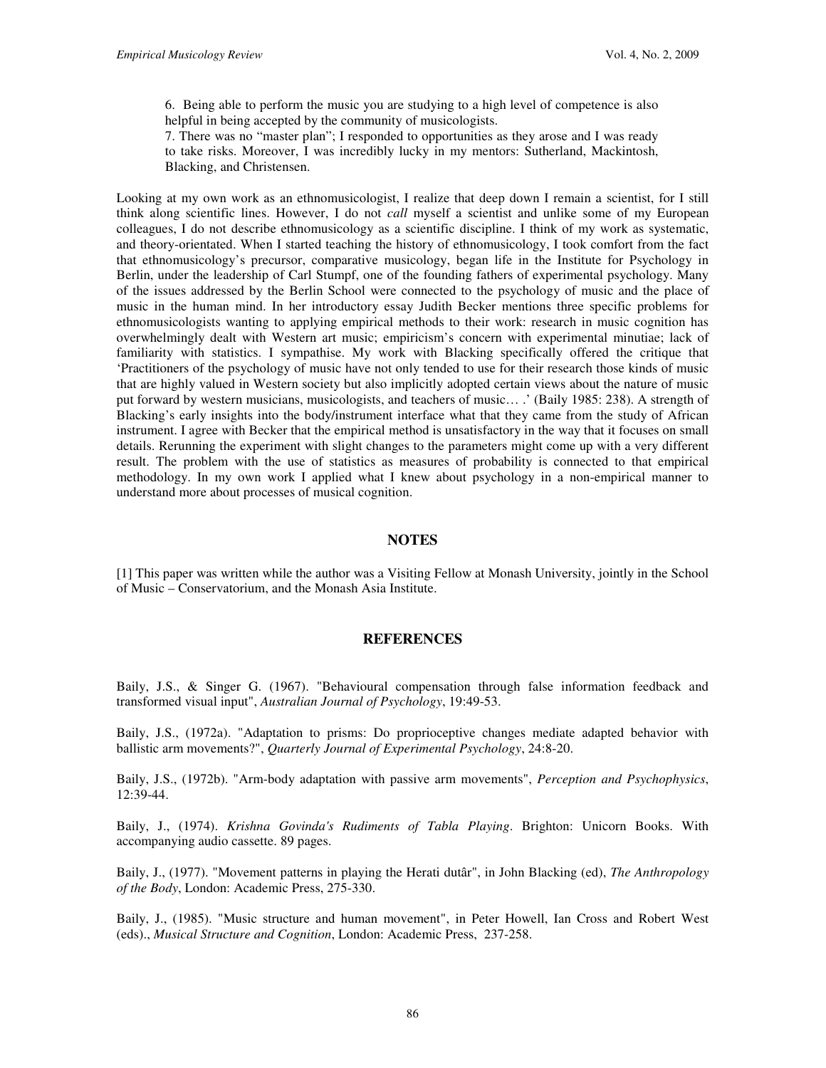6. Being able to perform the music you are studying to a high level of competence is also helpful in being accepted by the community of musicologists.

7. There was no "master plan"; I responded to opportunities as they arose and I was ready to take risks. Moreover, I was incredibly lucky in my mentors: Sutherland, Mackintosh, Blacking, and Christensen.

Looking at my own work as an ethnomusicologist, I realize that deep down I remain a scientist, for I still think along scientific lines. However, I do not *call* myself a scientist and unlike some of my European colleagues, I do not describe ethnomusicology as a scientific discipline. I think of my work as systematic, and theory-orientated. When I started teaching the history of ethnomusicology, I took comfort from the fact that ethnomusicology's precursor, comparative musicology, began life in the Institute for Psychology in Berlin, under the leadership of Carl Stumpf, one of the founding fathers of experimental psychology. Many of the issues addressed by the Berlin School were connected to the psychology of music and the place of music in the human mind. In her introductory essay Judith Becker mentions three specific problems for ethnomusicologists wanting to applying empirical methods to their work: research in music cognition has overwhelmingly dealt with Western art music; empiricism's concern with experimental minutiae; lack of familiarity with statistics. I sympathise. My work with Blacking specifically offered the critique that 'Practitioners of the psychology of music have not only tended to use for their research those kinds of music that are highly valued in Western society but also implicitly adopted certain views about the nature of music put forward by western musicians, musicologists, and teachers of music… .' (Baily 1985: 238). A strength of Blacking's early insights into the body/instrument interface what that they came from the study of African instrument. I agree with Becker that the empirical method is unsatisfactory in the way that it focuses on small details. Rerunning the experiment with slight changes to the parameters might come up with a very different result. The problem with the use of statistics as measures of probability is connected to that empirical methodology. In my own work I applied what I knew about psychology in a non-empirical manner to understand more about processes of musical cognition.

## NOTES

[1] This paper was written while the author was a Visiting Fellow at Monash University, jointly in the School of Music – Conservatorium, and the Monash Asia Institute.

## REFERENCES

Baily, J.S., & Singer G. (1967). "Behavioural compensation through false information feedback and transformed visual input", *Australian Journal of Psychology*, 19:49-53.

Baily, J.S., (1972a). "Adaptation to prisms: Do proprioceptive changes mediate adapted behavior with ballistic arm movements?", *Quarterly Journal of Experimental Psychology*, 24:8-20.

Baily, J.S., (1972b). "Arm-body adaptation with passive arm movements", *Perception and Psychophysics*, 12:39-44.

Baily, J., (1974). *Krishna Govinda's Rudiments of Tabla Playing*. Brighton: Unicorn Books. With accompanying audio cassette. 89 pages.

Baily, J., (1977). "Movement patterns in playing the Herati dutâr", in John Blacking (ed), *The Anthropology of the Body*, London: Academic Press, 275-330.

Baily, J., (1985). "Music structure and human movement", in Peter Howell, Ian Cross and Robert West (eds)., *Musical Structure and Cognition*, London: Academic Press, 237-258.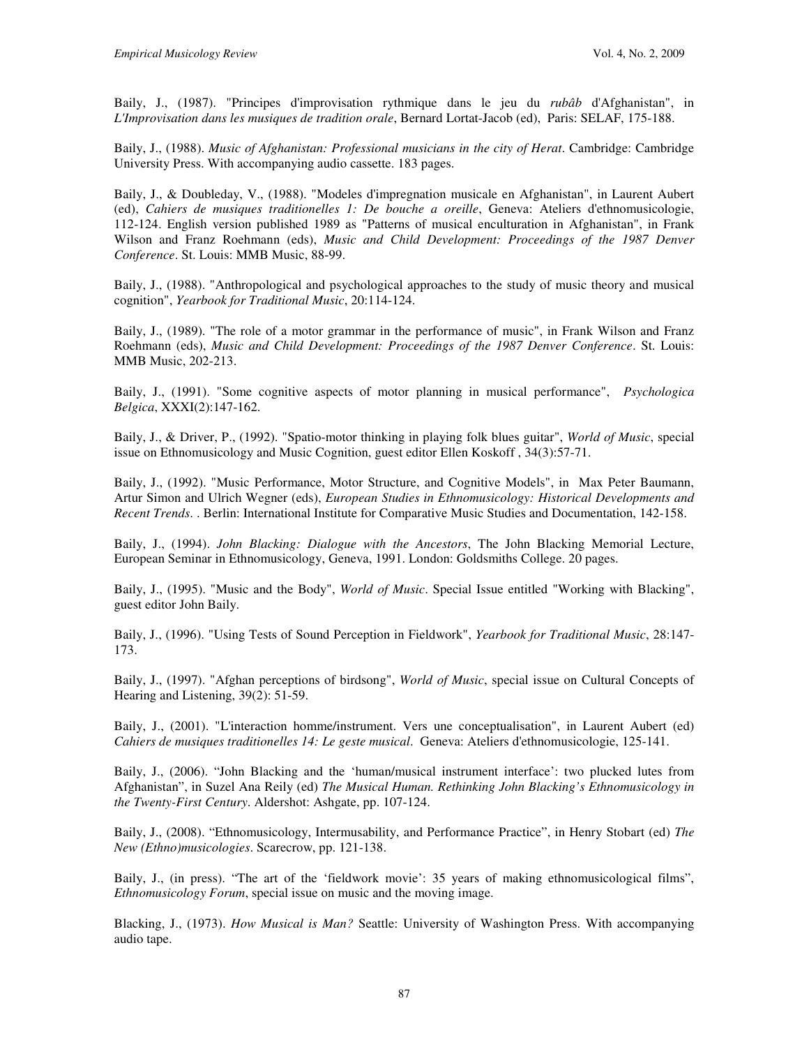Baily, J., (1987). "Principes d'improvisation rythmique dans le jeu du *rubâb* d'Afghanistan", in *L'Improvisation dans les musiques de tradition orale*, Bernard Lortat-Jacob (ed), Paris: SELAF, 175-188.

Baily, J., (1988). *Music of Afghanistan: Professional musicians in the city of Herat*. Cambridge: Cambridge University Press. With accompanying audio cassette. 183 pages.

Baily, J., & Doubleday, V., (1988). "Modeles d'impregnation musicale en Afghanistan", in Laurent Aubert (ed), *Cahiers de musiques traditionelles 1: De bouche a oreille*, Geneva: Ateliers d'ethnomusicologie, 112-124. English version published 1989 as "Patterns of musical enculturation in Afghanistan", in Frank Wilson and Franz Roehmann (eds), *Music and Child Development: Proceedings of the 1987 Denver Conference*. St. Louis: MMB Music, 88-99.

Baily, J., (1988). "Anthropological and psychological approaches to the study of music theory and musical cognition", *Yearbook for Traditional Music*, 20:114-124.

Baily, J., (1989). "The role of a motor grammar in the performance of music", in Frank Wilson and Franz Roehmann (eds), *Music and Child Development: Proceedings of the 1987 Denver Conference*. St. Louis: MMB Music, 202-213.

Baily, J., (1991). "Some cognitive aspects of motor planning in musical performance", *Psychologica Belgica*, XXXI(2):147-162.

Baily, J., & Driver, P., (1992). "Spatio-motor thinking in playing folk blues guitar", *World of Music*, special issue on Ethnomusicology and Music Cognition, guest editor Ellen Koskoff , 34(3):57-71.

Baily, J., (1992). "Music Performance, Motor Structure, and Cognitive Models", in Max Peter Baumann, Artur Simon and Ulrich Wegner (eds), *European Studies in Ethnomusicology: Historical Developments and Recent Trends*. . Berlin: International Institute for Comparative Music Studies and Documentation, 142-158.

Baily, J., (1994). *John Blacking: Dialogue with the Ancestors*, The John Blacking Memorial Lecture, European Seminar in Ethnomusicology, Geneva, 1991. London: Goldsmiths College. 20 pages.

Baily, J., (1995). "Music and the Body", *World of Music*. Special Issue entitled "Working with Blacking", guest editor John Baily.

Baily, J., (1996). "Using Tests of Sound Perception in Fieldwork", *Yearbook for Traditional Music*, 28:147-173.

Baily, J., (1997). "Afghan perceptions of birdsong", *World of Music*, special issue on Cultural Concepts of Hearing and Listening, 39(2): 51-59.

Baily, J., (2001). "L'interaction homme/instrument. Vers une conceptualisation", in Laurent Aubert (ed) *Cahiers de musiques traditionelles 14: Le geste musical*. Geneva: Ateliers d'ethnomusicologie, 125-141.

Baily, J., (2006). "John Blacking and the 'human/musical instrument interface': two plucked lutes from Afghanistan", in Suzel Ana Reily (ed) *The Musical Human. Rethinking John Blacking's Ethnomusicology in the Twenty-First Century*. Aldershot: Ashgate, pp. 107-124.

Baily, J., (2008). "Ethnomusicology, Intermusability, and Performance Practice", in Henry Stobart (ed) *The New (Ethno)musicologies*. Scarecrow, pp. 121-138.

Baily, J., (in press). "The art of the 'fieldwork movie': 35 years of making ethnomusicological films", *Ethnomusicology Forum*, special issue on music and the moving image.

Blacking, J., (1973). *How Musical is Man?* Seattle: University of Washington Press. With accompanying audio tape.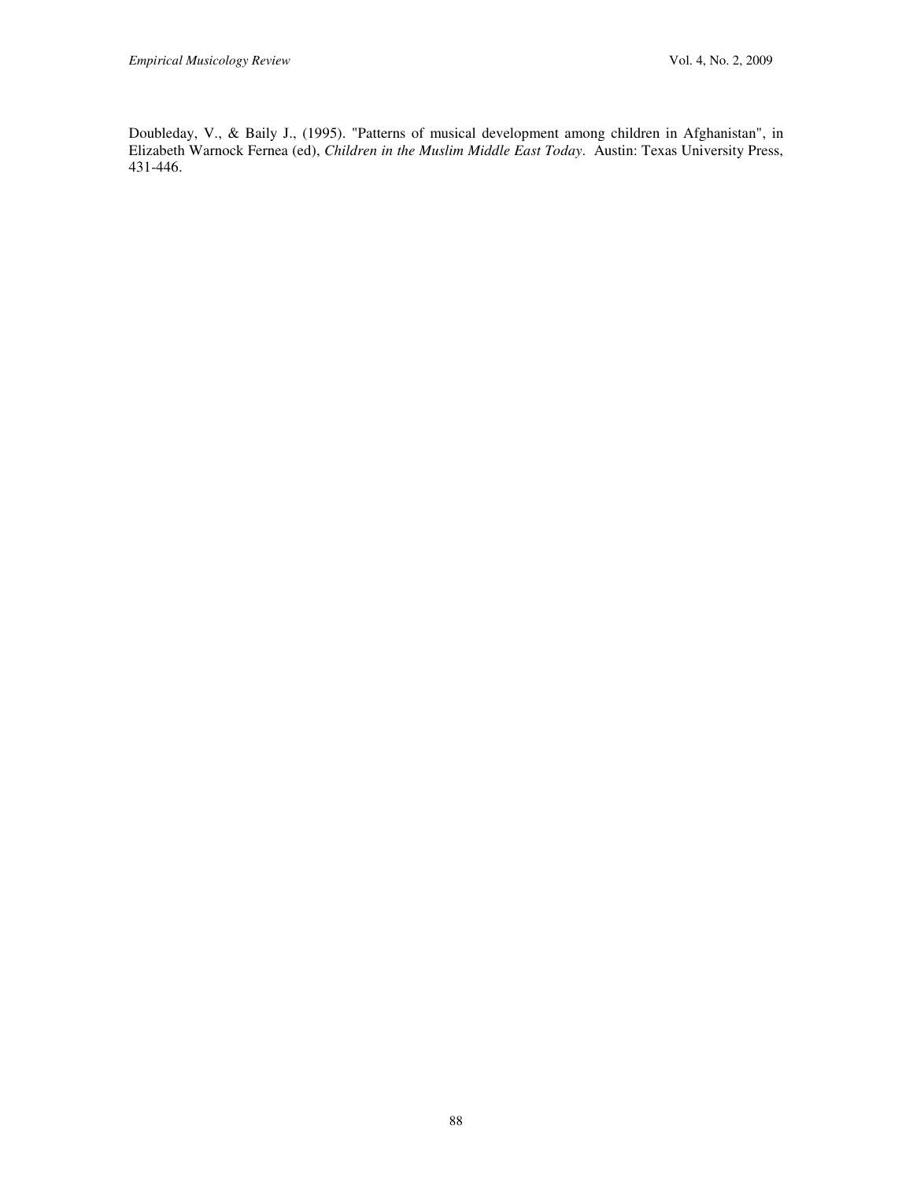Doubleday, V., & Baily J., (1995). "Patterns of musical development among children in Afghanistan", in Elizabeth Warnock Fernea (ed), *Children in the Muslim Middle East Today*. Austin: Texas University Press, 431-446.